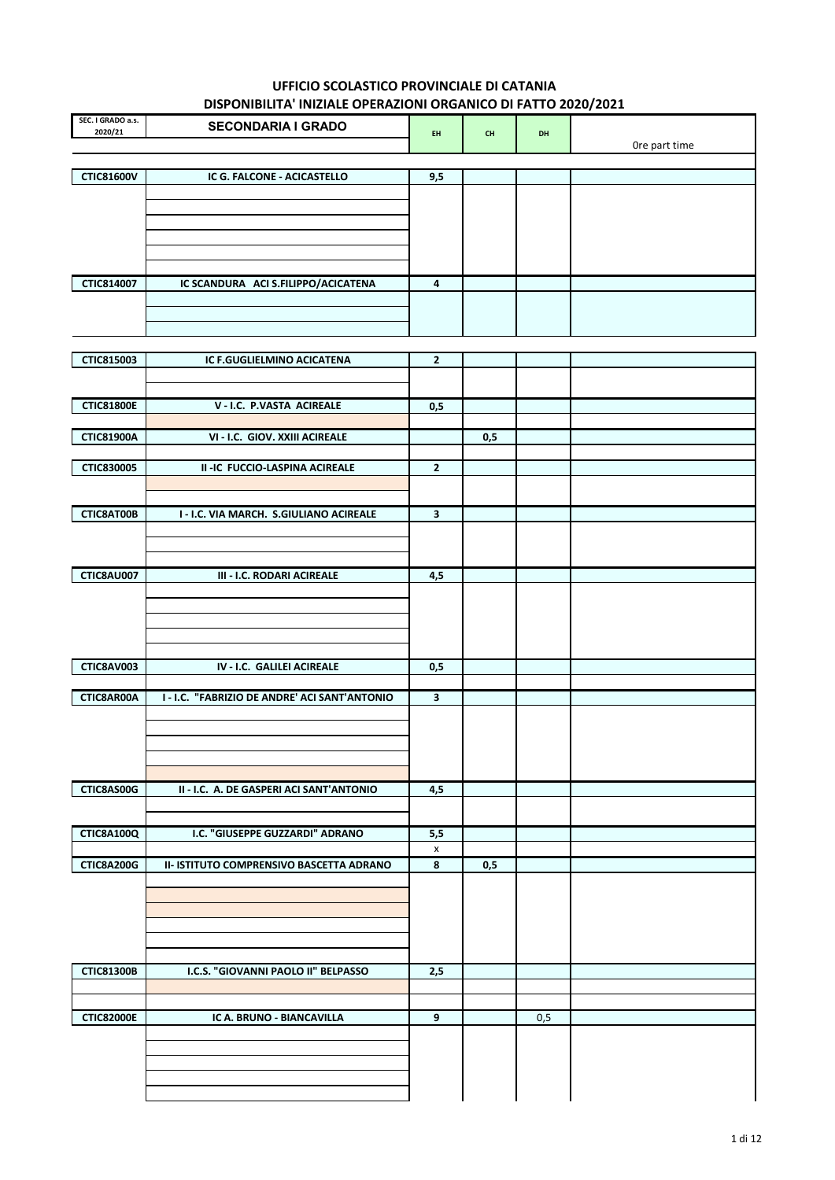# UFFICIO SCOLASTICO PROVINCIALE DI CATANIA

## DISPONIBILITA' INIZIALE OPERAZIONI ORGANICO DI FATTO 2020/2021

| SEC. I GRADO a.s. 2020/21 | SECONDARIA I GRADO | EH | CH | DH | Ore part time |
|---|---|---|---|---|---|
| CTIC81600V | IC G. FALCONE - ACICASTELLO | 9,5 | | | |
| CTIC814007 | IC SCANDURA ACI S.FILIPPO/ACICATENA | 4 | | | |
| CTIC815003 | IC F.GUGLIELMINO ACICATENA | 2 | | | |
| CTIC81800E | V - I.C. P.VASTA ACIREALE | 0,5 | | | |
| CTIC81900A | VI - I.C. GIOV. XXIII ACIREALE | | 0,5 | | |
| CTIC830005 | II -IC FUCCIO-LASPINA ACIREALE | 2 | | | |
| CTIC8AT00B | I - I.C. VIA MARCH. S.GIULIANO ACIREALE | 3 | | | |
| CTIC8AU007 | III - I.C. RODARI ACIREALE | 4,5 | | | |
| CTIC8AV003 | IV - I.C. GALILEI ACIREALE | 0,5 | | | |
| CTIC8AR00A | I - I.C. "FABRIZIO DE ANDRE' ACI SANT'ANTONIO | 3 | | | |
| CTIC8AS00G | II - I.C. A. DE GASPERI ACI SANT'ANTONIO | 4,5 | | | |
| CTIC8A100Q | I.C. "GIUSEPPE GUZZARDI" ADRANO | 5,5 | | | |
| | | x | | | |
| CTIC8A200G | II- ISTITUTO COMPRENSIVO BASCETTA ADRANO | 8 | 0,5 | | |
| CTIC81300B | I.C.S. "GIOVANNI PAOLO II" BELPASSO | 2,5 | | | |
| CTIC82000E | IC A. BRUNO - BIANCAVILLA | 9 | | 0,5 | |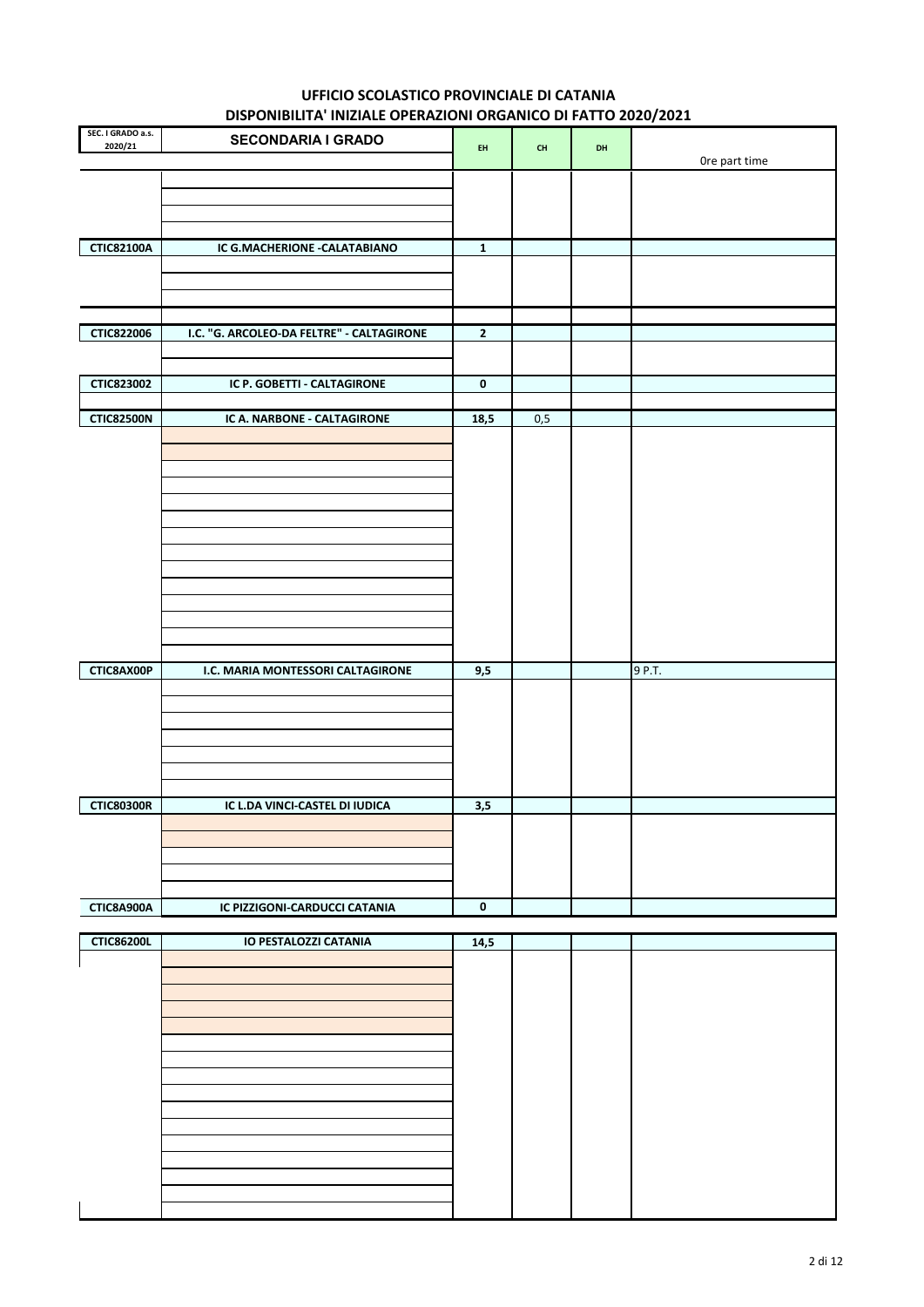## UFFICIO SCOLASTICO PROVINCIALE DI CATANIA
## DISPONIBILITA' INIZIALE OPERAZIONI ORGANICO DI FATTO 2020/2021

| SEC. I GRADO a.s. 2020/21 | SECONDARIA I GRADO | EH | CH | DH | Ore part time |
|---|---|---|---|---|---|
| CTIC82100A | IC G.MACHERIONE -CALATABIANO | 1 | | | |
| CTIC822006 | I.C. "G. ARCOLEO-DA FELTRE" - CALTAGIRONE | 2 | | | |
| CTIC823002 | IC P. GOBETTI - CALTAGIRONE | 0 | | | |
| CTIC82500N | IC A. NARBONE - CALTAGIRONE | 18,5 | 0,5 | | |
| CTIC8AX00P | I.C. MARIA MONTESSORI CALTAGIRONE | 9,5 | | | 9 P.T. |
| CTIC80300R | IC L.DA VINCI-CASTEL DI IUDICA | 3,5 | | | |
| CTIC8A900A | IC PIZZIGONI-CARDUCCI CATANIA | 0 | | | |
| CTIC86200L | IO PESTALOZZI CATANIA | 14,5 | | | |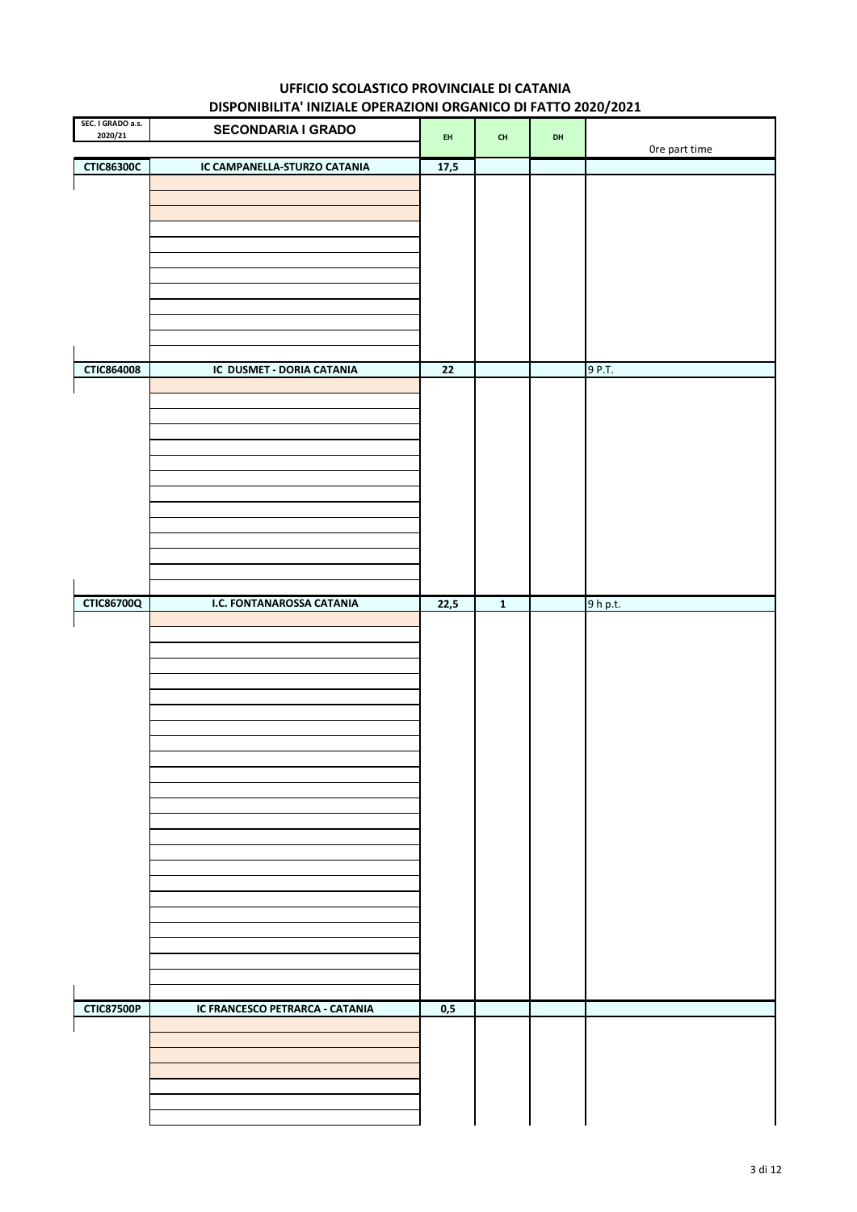# UFFICIO SCOLASTICO PROVINCIALE DI CATANIA

## DISPONIBILITA' INIZIALE OPERAZIONI ORGANICO DI FATTO 2020/2021

| SEC. I GRADO a.s. 2020/21 | SECONDARIA I GRADO | EH | CH | DH | Ore part time |
|---|---|---|---|---|---|
| CTIC86300C | IC CAMPANELLA-STURZO CATANIA | 17,5 | | | |
| CTIC864008 | IC DUSMET - DORIA CATANIA | 22 | | | 9 P.T. |
| CTIC86700Q | I.C. FONTANAROSSA CATANIA | 22,5 | 1 | | 9 h p.t. |
| CTIC87500P | IC FRANCESCO PETRARCA - CATANIA | 0,5 | | | |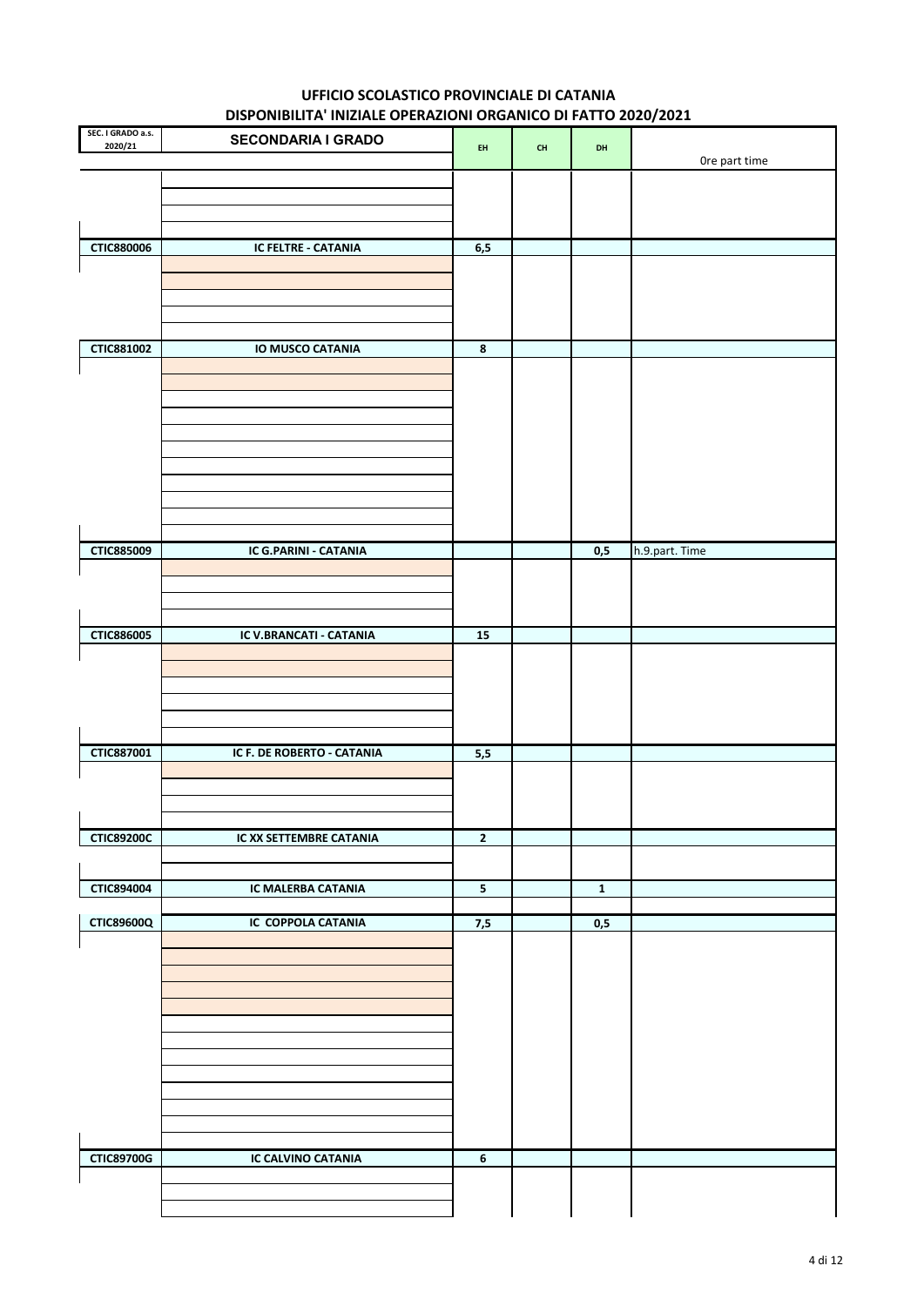# UFFICIO SCOLASTICO PROVINCIALE DI CATANIA
## DISPONIBILITA' INIZIALE OPERAZIONI ORGANICO DI FATTO 2020/2021

| SEC. I GRADO a.s. 2020/21 | SECONDARIA I GRADO | EH | CH | DH | Ore part time |
|---|---|---|---|---|---|
| CTIC880006 | IC FELTRE - CATANIA | 6,5 | | | |
| CTIC881002 | IO MUSCO CATANIA | 8 | | | |
| CTIC885009 | IC G.PARINI - CATANIA | | | 0,5 | h.9.part. Time |
| CTIC886005 | IC V.BRANCATI - CATANIA | 15 | | | |
| CTIC887001 | IC F. DE ROBERTO - CATANIA | 5,5 | | | |
| CTIC89200C | IC XX SETTEMBRE CATANIA | 2 | | | |
| CTIC894004 | IC MALERBA CATANIA | 5 | | 1 | |
| CTIC89600Q | IC COPPOLA CATANIA | 7,5 | | 0,5 | |
| CTIC89700G | IC CALVINO CATANIA | 6 | | | |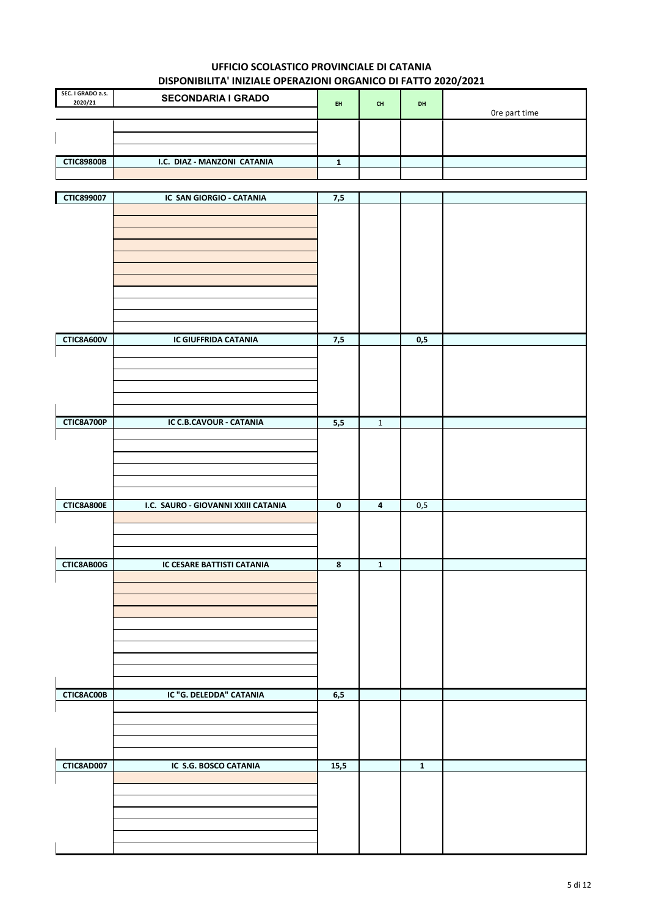**UFFICIO SCOLASTICO PROVINCIALE DI CATANIA**
**DISPONIBILITA' INIZIALE OPERAZIONI ORGANICO DI FATTO 2020/2021**

| SEC. I GRADO a.s. 2020/21 | SECONDARIA I GRADO | EH | CH | DH | Ore part time |
|---|---|---|---|---|---|
| CTIC89800B | I.C. DIAZ - MANZONI CATANIA | 1 | | | |
| CTIC899007 | IC SAN GIORGIO - CATANIA | 7,5 | | | |
| CTIC8A600V | IC GIUFFRIDA CATANIA | 7,5 | | 0,5 | |
| CTIC8A700P | IC C.B.CAVOUR - CATANIA | 5,5 | 1 | | |
| CTIC8A800E | I.C. SAURO - GIOVANNI XXIII CATANIA | 0 | 4 | 0,5 | |
| CTIC8AB00G | IC CESARE BATTISTI CATANIA | 8 | 1 | | |
| CTIC8AC00B | IC "G. DELEDDA" CATANIA | 6,5 | | | |
| CTIC8AD007 | IC S.G. BOSCO CATANIA | 15,5 | | 1 | |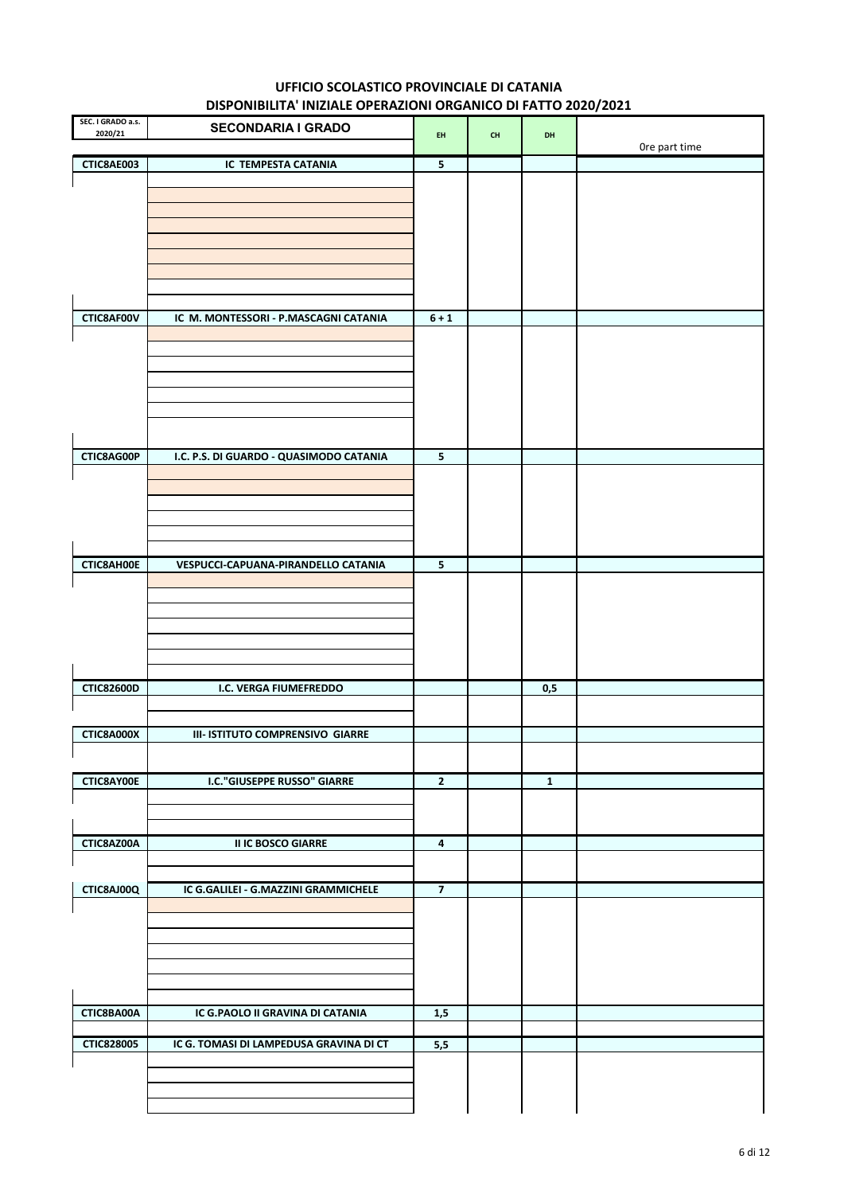# UFFICIO SCOLASTICO PROVINCIALE DI CATANIA

## DISPONIBILITA' INIZIALE OPERAZIONI ORGANICO DI FATTO 2020/2021

| SEC. I GRADO a.s. 2020/21 | SECONDARIA I GRADO | EH | CH | DH | Ore part time |
|---|---|---|---|---|---|
| CTIC8AE003 | IC TEMPESTA CATANIA | 5 | | | |
| CTIC8AF00V | IC M. MONTESSORI - P.MASCAGNI CATANIA | 6 + 1 | | | |
| CTIC8AG00P | I.C. P.S. DI GUARDO - QUASIMODO CATANIA | 5 | | | |
| CTIC8AH00E | VESPUCCI-CAPUANA-PIRANDELLO CATANIA | 5 | | | |
| CTIC82600D | I.C. VERGA FIUMEFREDDO | | | 0,5 | |
| CTIC8A000X | III- ISTITUTO COMPRENSIVO GIARRE | | | | |
| CTIC8AY00E | I.C."GIUSEPPE RUSSO" GIARRE | 2 | | 1 | |
| CTIC8AZ00A | II IC BOSCO GIARRE | 4 | | | |
| CTIC8AJ00Q | IC G.GALILEI - G.MAZZINI GRAMMICHELE | 7 | | | |
| CTIC8BA00A | IC G.PAOLO II GRAVINA DI CATANIA | 1,5 | | | |
| CTIC828005 | IC G. TOMASI DI LAMPEDUSA GRAVINA DI CT | 5,5 | | | |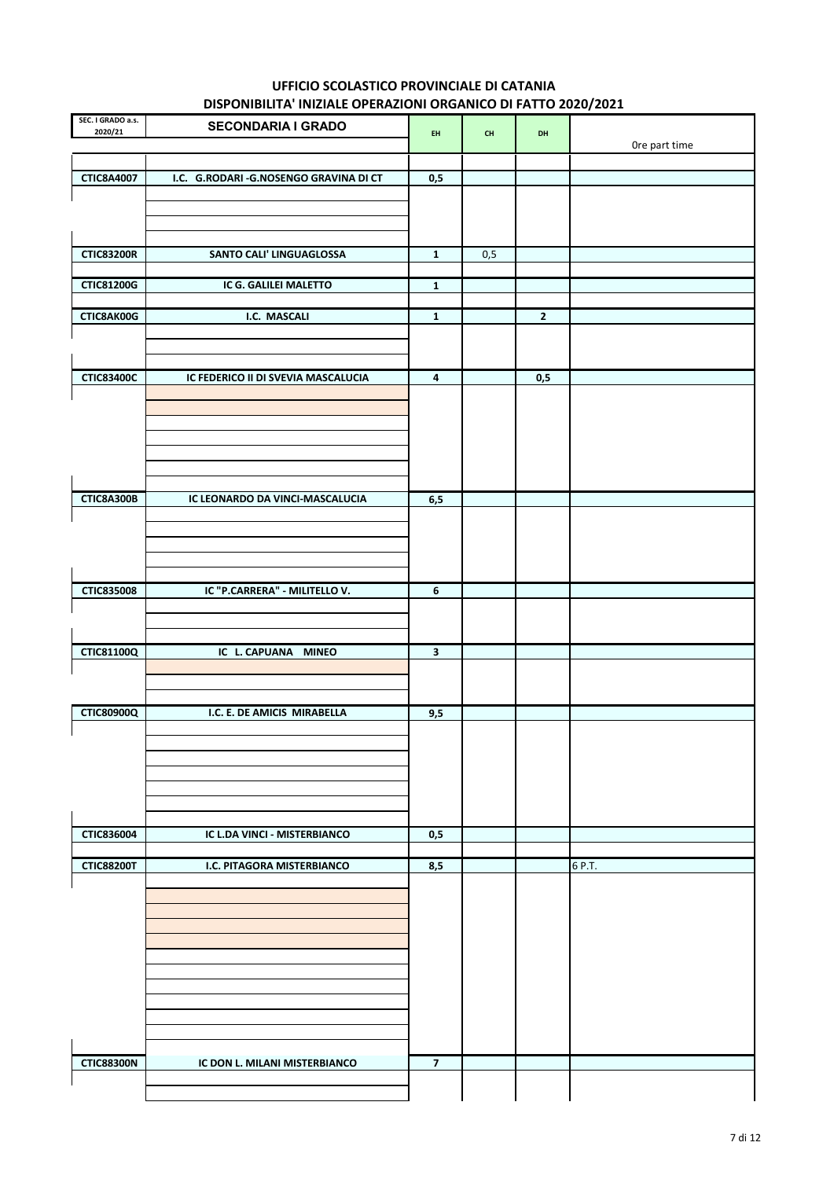**UFFICIO SCOLASTICO PROVINCIALE DI CATANIA**

**DISPONIBILITA' INIZIALE OPERAZIONI ORGANICO DI FATTO 2020/2021**

| SEC. I GRADO a.s. 2020/21 | SECONDARIA I GRADO | EH | CH | DH | Ore part time |
|---|---|---|---|---|---|
| CTIC8A4007 | I.C. G.RODARI -G.NOSENGO GRAVINA DI CT | 0,5 | | | |
| CTIC83200R | SANTO CALI' LINGUAGLOSSA | 1 | 0,5 | | |
| CTIC81200G | IC G. GALILEI MALETTO | 1 | | | |
| CTIC8AK00G | I.C. MASCALI | 1 | | 2 | |
| CTIC83400C | IC FEDERICO II DI SVEVIA MASCALUCIA | 4 | | 0,5 | |
| CTIC8A300B | IC LEONARDO DA VINCI-MASCALUCIA | 6,5 | | | |
| CTIC835008 | IC "P.CARRERA" - MILITELLO V. | 6 | | | |
| CTIC81100Q | IC L. CAPUANA MINEO | 3 | | | |
| CTIC80900Q | I.C. E. DE AMICIS MIRABELLA | 9,5 | | | |
| CTIC836004 | IC L.DA VINCI - MISTERBIANCO | 0,5 | | | |
| CTIC88200T | I.C. PITAGORA MISTERBIANCO | 8,5 | | | 6 P.T. |
| CTIC88300N | IC DON L. MILANI MISTERBIANCO | 7 | | | |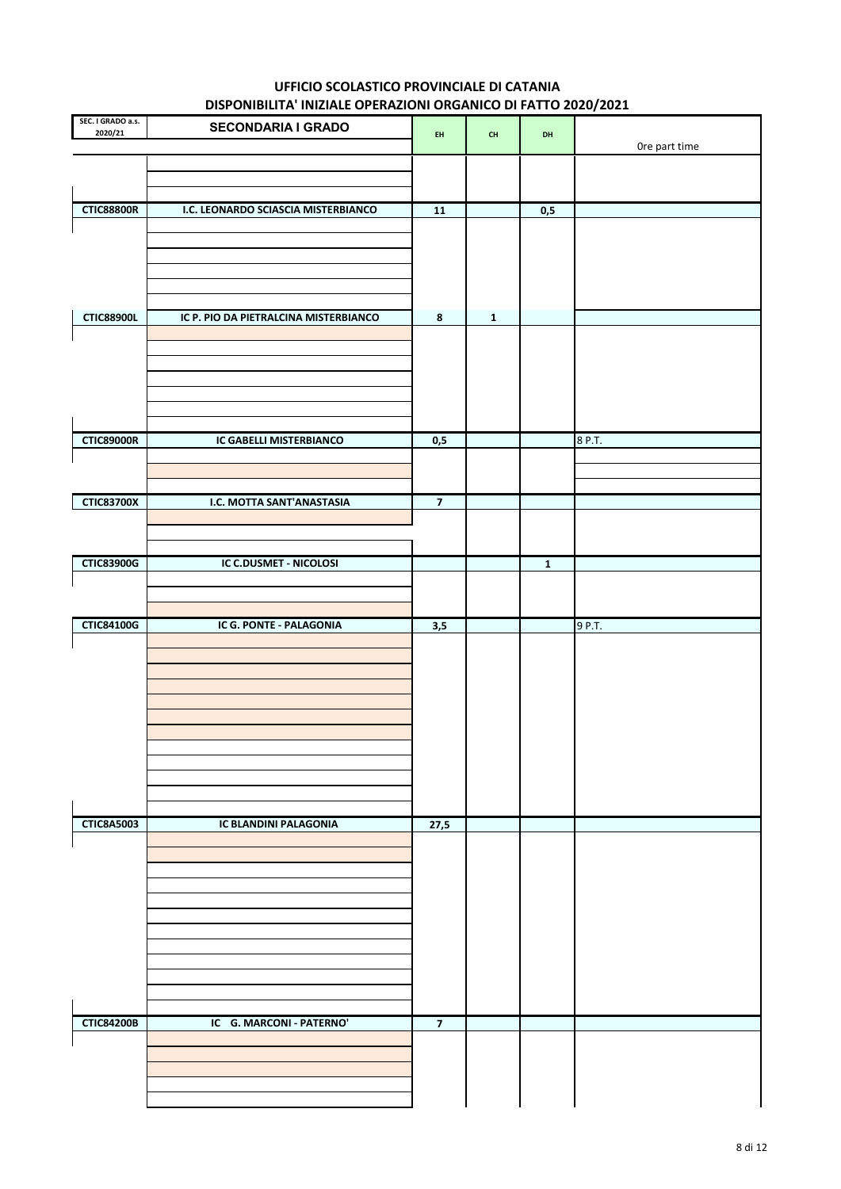# UFFICIO SCOLASTICO PROVINCIALE DI CATANIA
## DISPONIBILITA' INIZIALE OPERAZIONI ORGANICO DI FATTO 2020/2021

| SEC. I GRADO a.s. 2020/21 | SECONDARIA I GRADO | EH | CH | DH | Ore part time |
|---|---|---|---|---|---|
| CTIC88800R | I.C. LEONARDO SCIASCIA MISTERBIANCO | 11 | | 0,5 | |
| CTIC88900L | IC P. PIO DA PIETRALCINA MISTERBIANCO | 8 | 1 | | |
| CTIC89000R | IC GABELLI MISTERBIANCO | 0,5 | | | 8 P.T. |
| CTIC83700X | I.C. MOTTA SANT'ANASTASIA | 7 | | | |
| CTIC83900G | IC C.DUSMET - NICOLOSI | | | 1 | |
| CTIC84100G | IC G. PONTE - PALAGONIA | 3,5 | | | 9 P.T. |
| CTIC8A5003 | IC BLANDINI PALAGONIA | 27,5 | | | |
| CTIC84200B | IC G. MARCONI - PATERNO' | 7 | | | |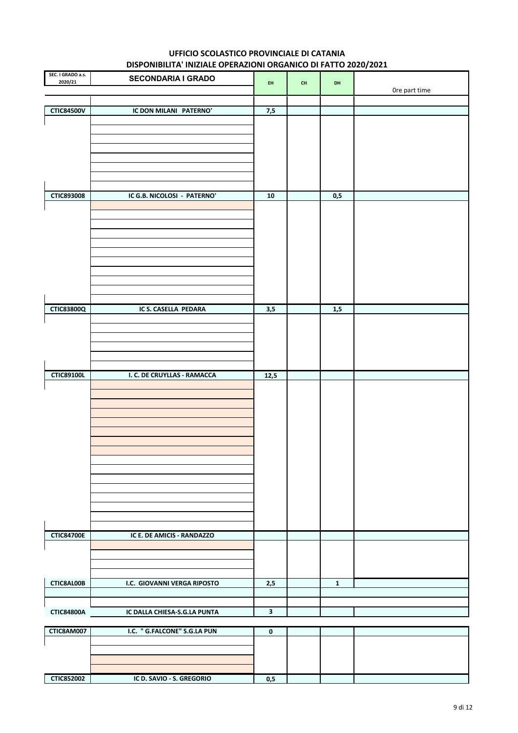# UFFICIO SCOLASTICO PROVINCIALE DI CATANIA

## DISPONIBILITA' INIZIALE OPERAZIONI ORGANICO DI FATTO 2020/2021

| SEC. I GRADO a.s. 2020/21 | SECONDARIA I GRADO | EH | CH | DH | Ore part time |
|---|---|---|---|---|---|
| CTIC84500V | IC DON MILANI PATERNO' | 7,5 | | | |
| CTIC893008 | IC G.B. NICOLOSI - PATERNO' | 10 | | 0,5 | |
| CTIC83800Q | IC S. CASELLA PEDARA | 3,5 | | 1,5 | |
| CTIC89100L | I. C. DE CRUYLLAS - RAMACCA | 12,5 | | | |
| CTIC84700E | IC E. DE AMICIS - RANDAZZO | | | | |
| CTIC8AL00B | I.C. GIOVANNI VERGA RIPOSTO | 2,5 | | 1 | |
| CTIC84800A | IC DALLA CHIESA-S.G.LA PUNTA | 3 | | | |
| CTIC8AM007 | I.C. " G.FALCONE" S.G.LA PUN | 0 | | | |
| CTIC852002 | IC D. SAVIO - S. GREGORIO | 0,5 | | | |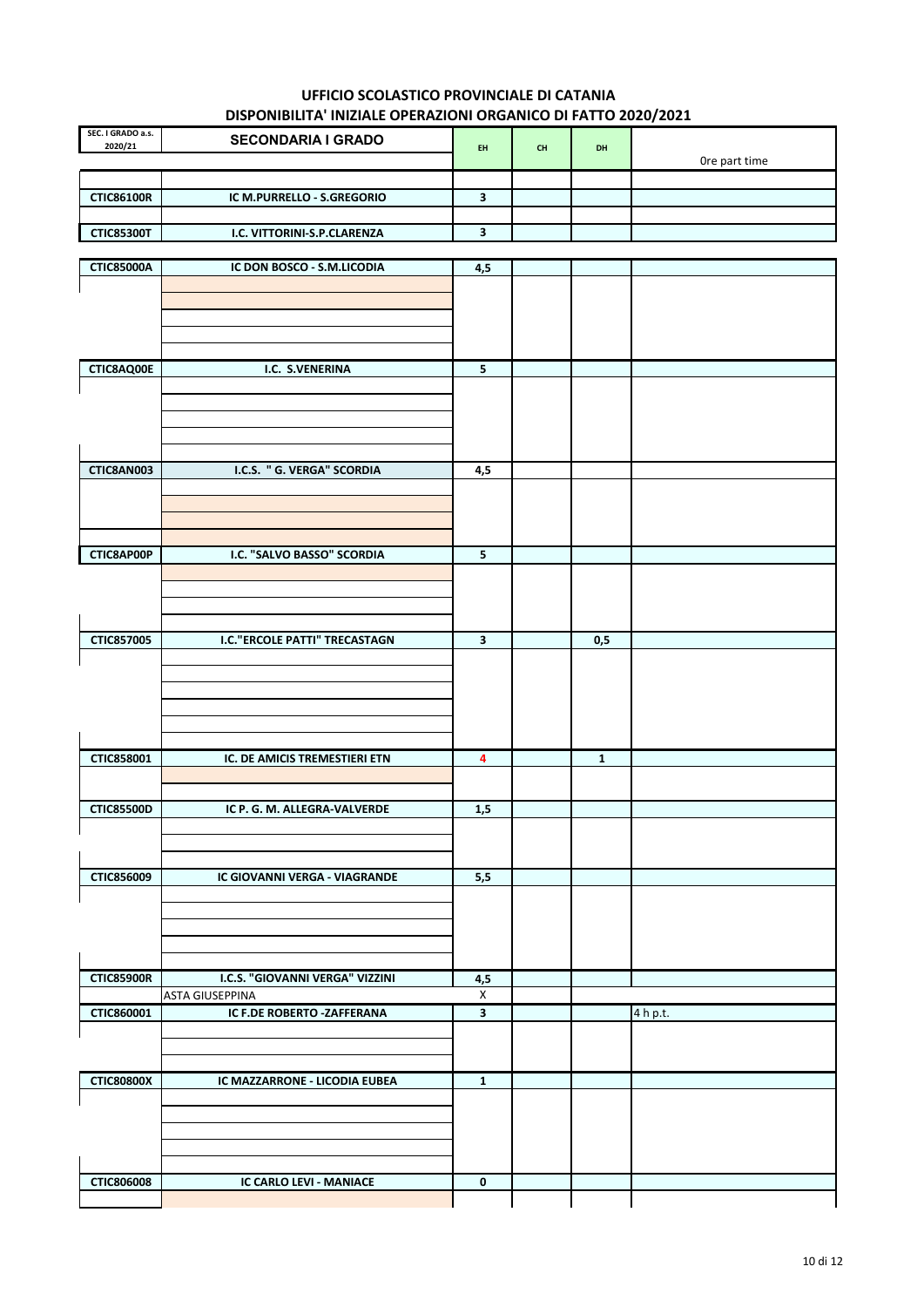# UFFICIO SCOLASTICO PROVINCIALE DI CATANIA

## DISPONIBILITA' INIZIALE OPERAZIONI ORGANICO DI FATTO 2020/2021

| SEC. I GRADO a.s. 2020/21 | SECONDARIA I GRADO | EH | CH | DH | Ore part time |
|---|---|---|---|---|---|
| CTIC86100R | IC M.PURRELLO - S.GREGORIO | 3 | | | |
| CTIC85300T | I.C. VITTORINI-S.P.CLARENZA | 3 | | | |
| CTIC85000A | IC DON BOSCO - S.M.LICODIA | 4,5 | | | |
| CTIC8AQ00E | I.C. S.VENERINA | 5 | | | |
| CTIC8AN003 | I.C.S. " G. VERGA" SCORDIA | 4,5 | | | |
| CTIC8AP00P | I.C. "SALVO BASSO" SCORDIA | 5 | | | |
| CTIC857005 | I.C."ERCOLE PATTI" TRECASTAGN | 3 | | 0,5 | |
| CTIC858001 | IC. DE AMICIS TREMESTIERI ETN | 4 | | 1 | |
| CTIC85500D | IC P. G. M. ALLEGRA-VALVERDE | 1,5 | | | |
| CTIC856009 | IC GIOVANNI VERGA - VIAGRANDE | 5,5 | | | |
| CTIC85900R | I.C.S. "GIOVANNI VERGA" VIZZINI | 4,5 | | | |
| | ASTA GIUSEPPINA | X | | | |
| CTIC860001 | IC F.DE ROBERTO -ZAFFERANA | 3 | | | 4 h p.t. |
| CTIC80800X | IC MAZZARRONE - LICODIA EUBEA | 1 | | | |
| CTIC806008 | IC CARLO LEVI - MANIACE | 0 | | | |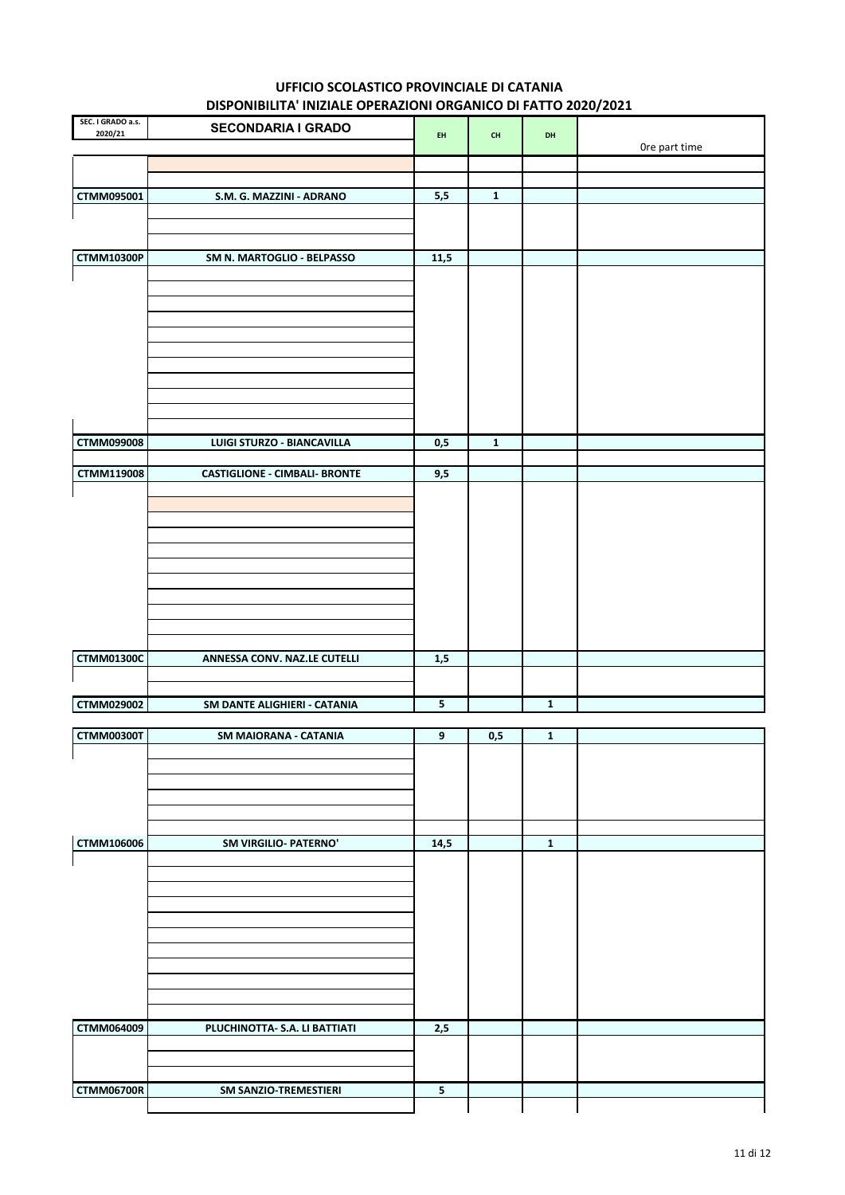**UFFICIO SCOLASTICO PROVINCIALE DI CATANIA**

**DISPONIBILITA' INIZIALE OPERAZIONI ORGANICO DI FATTO 2020/2021**

| SEC. I GRADO a.s. 2020/21 | SECONDARIA I GRADO | EH | CH | DH | Ore part time |
|---|---|---|---|---|---|
| CTMM095001 | S.M. G. MAZZINI - ADRANO | 5,5 | 1 | | |
| CTMM10300P | SM N. MARTOGLIO - BELPASSO | 11,5 | | | |
| CTMM099008 | LUIGI STURZO - BIANCAVILLA | 0,5 | 1 | | |
| CTMM119008 | CASTIGLIONE - CIMBALI- BRONTE | 9,5 | | | |
| CTMM01300C | ANNESSA CONV. NAZ.LE CUTELLI | 1,5 | | | |
| CTMM029002 | SM DANTE ALIGHIERI - CATANIA | 5 | | 1 | |
| CTMM00300T | SM MAIORANA - CATANIA | 9 | 0,5 | 1 | |
| CTMM106006 | SM VIRGILIO- PATERNO' | 14,5 | | 1 | |
| CTMM064009 | PLUCHINOTTA- S.A. LI BATTIATI | 2,5 | | | |
| CTMM06700R | SM SANZIO-TREMESTIERI | 5 | | | |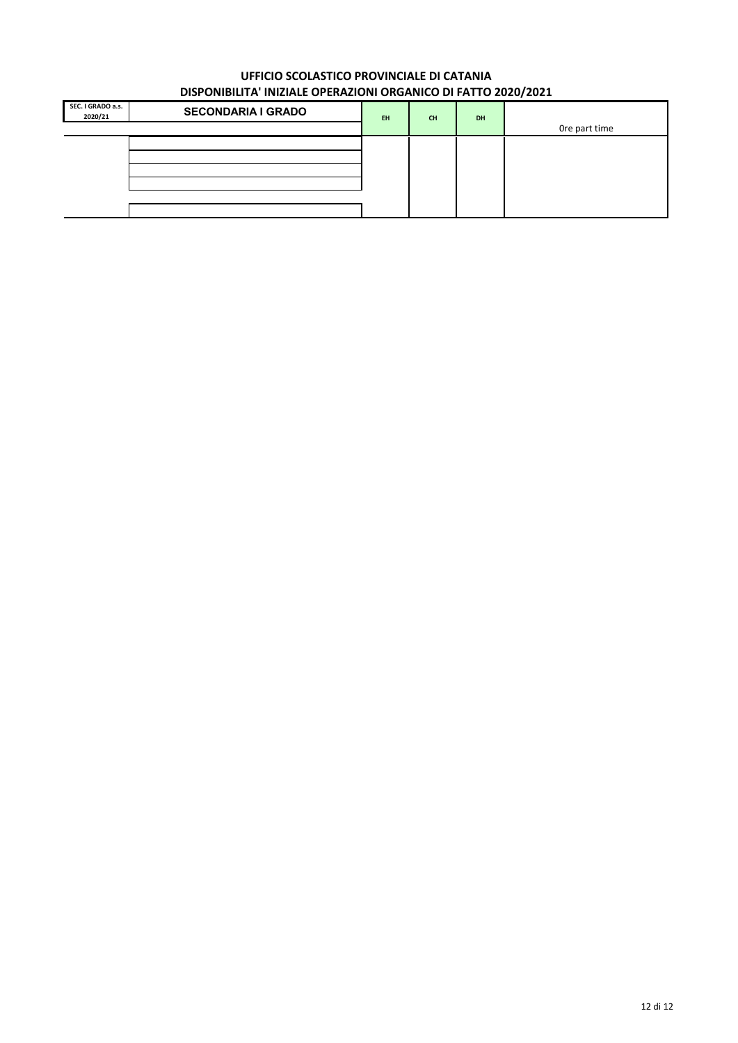**UFFICIO SCOLASTICO PROVINCIALE DI CATANIA**
**DISPONIBILITA' INIZIALE OPERAZIONI ORGANICO DI FATTO 2020/2021**

| SEC. I GRADO a.s. 2020/21 | SECONDARIA I GRADO | EH | CH | DH | Ore part time |
|---|---|---|---|---|---|
| | | | | | |
| | | | | | |
| | | | | | |
| | | | | | |
| | | | | | |